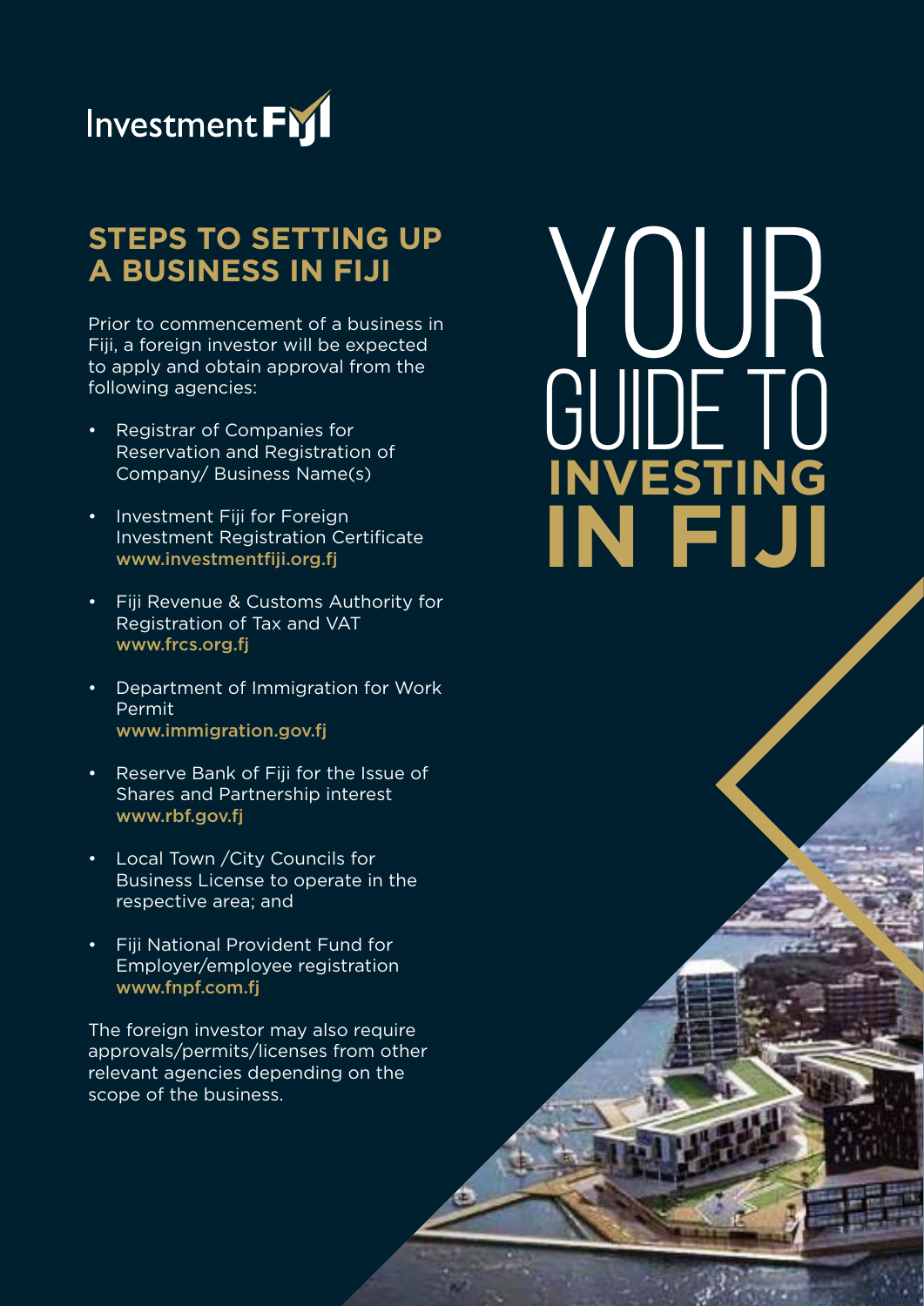Investment Fiji

# YOUR GUIDE TO INVESTING IN FIJI

## STEPS TO SETTING UP A BUSINESS IN FIJI

Prior to commencement of a business in Fiji, a foreign investor will be expected to apply and obtain approval from the following agencies:

- Registrar of Companies for Reservation and Registration of Company/ Business Name(s)
- Investment Fiji for Foreign Investment Registration Certificate www.investmentfiji.org.fj
- Fiji Revenue & Customs Authority for Registration of Tax and VAT www.frcs.org.fj
- Department of Immigration for Work Permit www.immigration.gov.fj
- Reserve Bank of Fiji for the Issue of Shares and Partnership interest www.rbf.gov.fj
- Local Town /City Councils for Business License to operate in the respective area; and
- Fiji National Provident Fund for Employer/employee registration www.fnpf.com.fj

The foreign investor may also require approvals/permits/licenses from other relevant agencies depending on the scope of the business.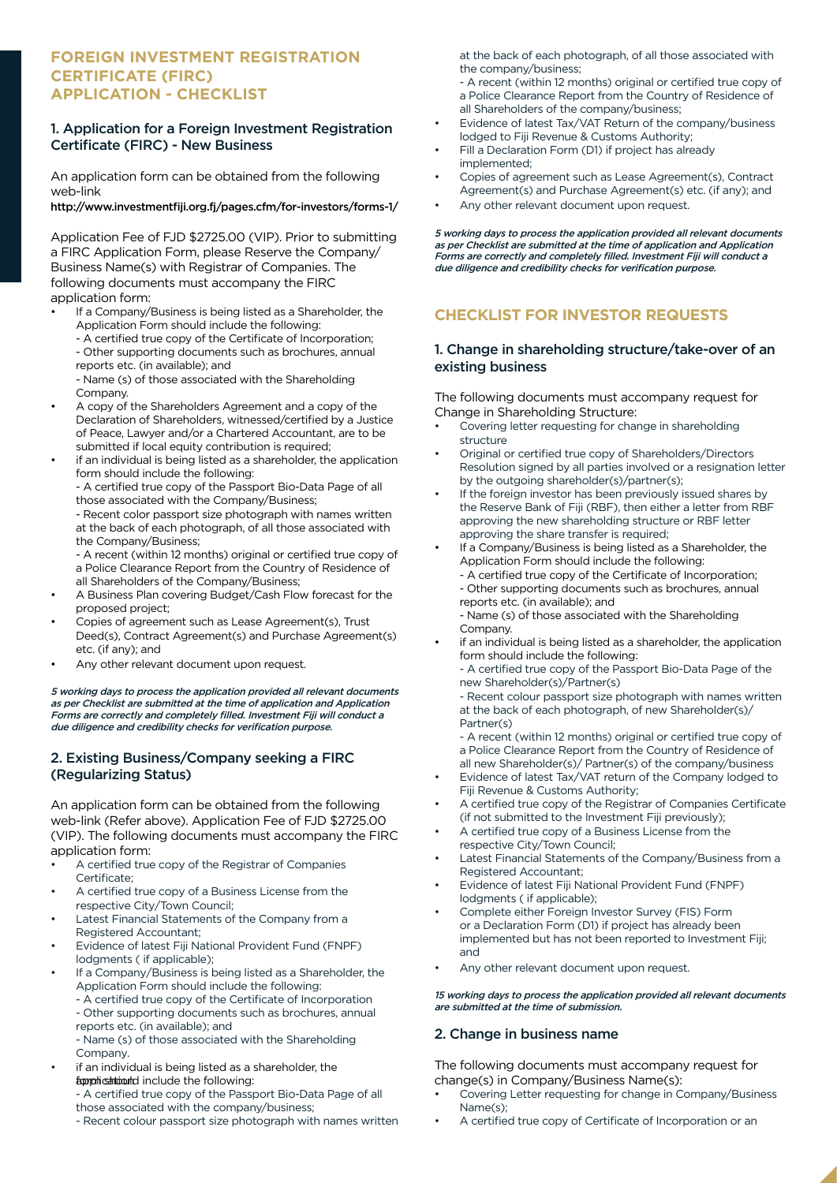# FOREIGN INVESTMENT REGISTRATION CERTIFICATE (FIRC) APPLICATION - CHECKLIST

## 1. Application for a Foreign Investment Registration Certificate (FIRC) - New Business

An application form can be obtained from the following web-link

**http://www.investmentfiji.org.fj/pages.cfm/for-investors/forms-1/**

Application Fee of FJD $2725.00 (VIP). Prior to submitting a FIRC Application Form, please Reserve the Company/ Business Name(s) with Registrar of Companies. The following documents must accompany the FIRC application form:

- If a Company/Business is being listed as a Shareholder, the Application Form should include the following:
  - A certified true copy of the Certificate of Incorporation;
  - Other supporting documents such as brochures, annual reports etc. (in available); and
  - Name (s) of those associated with the Shareholding Company.
- A copy of the Shareholders Agreement and a copy of the Declaration of Shareholders, witnessed/certified by a Justice of Peace, Lawyer and/or a Chartered Accountant, are to be submitted if local equity contribution is required;
- if an individual is being listed as a shareholder, the application form should include the following:
  - A certified true copy of the Passport Bio-Data Page of all those associated with the Company/Business;
  - Recent color passport size photograph with names written at the back of each photograph, of all those associated with the Company/Business;
  - A recent (within 12 months) original or certified true copy of a Police Clearance Report from the Country of Residence of all Shareholders of the Company/Business;
- A Business Plan covering Budget/Cash Flow forecast for the proposed project;
- Copies of agreement such as Lease Agreement(s), Trust Deed(s), Contract Agreement(s) and Purchase Agreement(s) etc. (if any); and
- Any other relevant document upon request.

***5 working days to process the application provided all relevant documents as per Checklist are submitted at the time of application and Application Forms are correctly and completely filled. Investment Fiji will conduct a due diligence and credibility checks for verification purpose.***

## 2. Existing Business/Company seeking a FIRC (Regularizing Status)

An application form can be obtained from the following web-link (Refer above). Application Fee of FJD $2725.00 (VIP). The following documents must accompany the FIRC application form:

- A certified true copy of the Registrar of Companies Certificate;
- A certified true copy of a Business License from the respective City/Town Council;
- Latest Financial Statements of the Company from a Registered Accountant;
- Evidence of latest Fiji National Provident Fund (FNPF) lodgments ( if applicable);
- If a Company/Business is being listed as a Shareholder, the Application Form should include the following:
  - A certified true copy of the Certificate of Incorporation
  - Other supporting documents such as brochures, annual reports etc. (in available); and
  - Name (s) of those associated with the Shareholding Company.
- if an individual is being listed as a shareholder, the application form should include the following:
  - A certified true copy of the Passport Bio-Data Page of all those associated with the company/business;
  - Recent colour passport size photograph with names written at the back of each photograph, of all those associated with the company/business;
  - A recent (within 12 months) original or certified true copy of a Police Clearance Report from the Country of Residence of all Shareholders of the company/business;
- Evidence of latest Tax/VAT Return of the company/business lodged to Fiji Revenue & Customs Authority;
- Fill a Declaration Form (D1) if project has already implemented;
- Copies of agreement such as Lease Agreement(s), Contract Agreement(s) and Purchase Agreement(s) etc. (if any); and
- Any other relevant document upon request.

***5 working days to process the application provided all relevant documents as per Checklist are submitted at the time of application and Application Forms are correctly and completely filled. Investment Fiji will conduct a due diligence and credibility checks for verification purpose.***

# CHECKLIST FOR INVESTOR REQUESTS

## 1. Change in shareholding structure/take-over of an existing business

The following documents must accompany request for Change in Shareholding Structure:

- Covering letter requesting for change in shareholding structure
- Original or certified true copy of Shareholders/Directors Resolution signed by all parties involved or a resignation letter by the outgoing shareholder(s)/partner(s);
- If the foreign investor has been previously issued shares by the Reserve Bank of Fiji (RBF), then either a letter from RBF approving the new shareholding structure or RBF letter approving the share transfer is required;
- If a Company/Business is being listed as a Shareholder, the Application Form should include the following:
  - A certified true copy of the Certificate of Incorporation;
  - Other supporting documents such as brochures, annual reports etc. (in available); and
  - Name (s) of those associated with the Shareholding Company.
- if an individual is being listed as a shareholder, the application form should include the following:
  - A certified true copy of the Passport Bio-Data Page of the new Shareholder(s)/Partner(s)
  - Recent colour passport size photograph with names written at the back of each photograph, of new Shareholder(s)/ Partner(s)
  - A recent (within 12 months) original or certified true copy of a Police Clearance Report from the Country of Residence of all new Shareholder(s)/ Partner(s) of the company/business
- Evidence of latest Tax/VAT return of the Company lodged to Fiji Revenue & Customs Authority;
- A certified true copy of the Registrar of Companies Certificate (if not submitted to the Investment Fiji previously);
- A certified true copy of a Business License from the respective City/Town Council;
- Latest Financial Statements of the Company/Business from a Registered Accountant;
- Evidence of latest Fiji National Provident Fund (FNPF) lodgments ( if applicable);
- Complete either Foreign Investor Survey (FIS) Form or a Declaration Form (D1) if project has already been implemented but has not been reported to Investment Fiji; and
- Any other relevant document upon request.

***15 working days to process the application provided all relevant documents are submitted at the time of submission.***

## 2. Change in business name

The following documents must accompany request for change(s) in Company/Business Name(s):

- Covering Letter requesting for change in Company/Business Name(s);
- A certified true copy of Certificate of Incorporation or an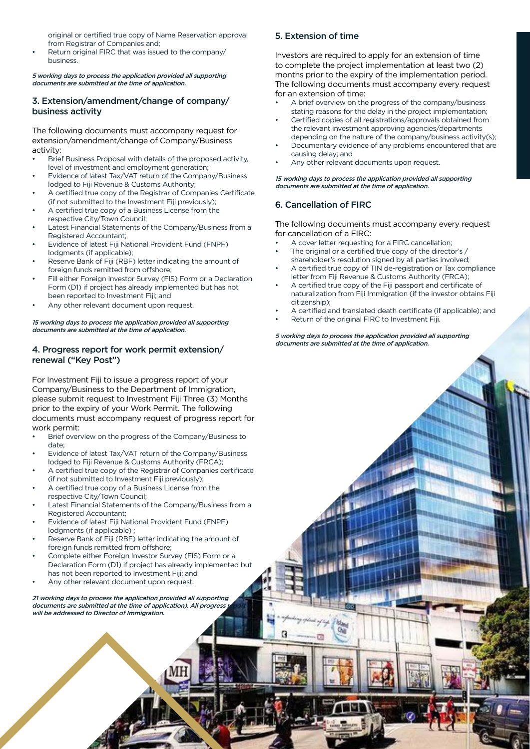original or certified true copy of Name Reservation approval from Registrar of Companies and;

- Return original FIRC that was issued to the company/ business.

*5 working days to process the application provided all supporting documents are submitted at the time of application.*

## 3. Extension/amendment/change of company/ business activity

The following documents must accompany request for extension/amendment/change of Company/Business activity:

- Brief Business Proposal with details of the proposed activity, level of investment and employment generation;
- Evidence of latest Tax/VAT return of the Company/Business lodged to Fiji Revenue & Customs Authority;
- A certified true copy of the Registrar of Companies Certificate (if not submitted to the Investment Fiji previously);
- A certified true copy of a Business License from the respective City/Town Council;
- Latest Financial Statements of the Company/Business from a Registered Accountant;
- Evidence of latest Fiji National Provident Fund (FNPF) lodgments (if applicable);
- Reserve Bank of Fiji (RBF) letter indicating the amount of foreign funds remitted from offshore;
- Fill either Foreign Investor Survey (FIS) Form or a Declaration Form (D1) if project has already implemented but has not been reported to Investment Fiji; and
- Any other relevant document upon request.

*15 working days to process the application provided all supporting documents are submitted at the time of application.*

## 4. Progress report for work permit extension/ renewal ("Key Post")

For Investment Fiji to issue a progress report of your Company/Business to the Department of Immigration, please submit request to Investment Fiji Three (3) Months prior to the expiry of your Work Permit. The following documents must accompany request of progress report for work permit:

- Brief overview on the progress of the Company/Business to date;
- Evidence of latest Tax/VAT return of the Company/Business lodged to Fiji Revenue & Customs Authority (FRCA);
- A certified true copy of the Registrar of Companies certificate (if not submitted to Investment Fiji previously);
- A certified true copy of a Business License from the respective City/Town Council;
- Latest Financial Statements of the Company/Business from a Registered Accountant;
- Evidence of latest Fiji National Provident Fund (FNPF) lodgments (if applicable) ;
- Reserve Bank of Fiji (RBF) letter indicating the amount of foreign funds remitted from offshore;
- Complete either Foreign Investor Survey (FIS) Form or a Declaration Form (D1) if project has already implemented but has not been reported to Investment Fiji; and
- Any other relevant document upon request.

*21 working days to process the application provided all supporting documents are submitted at the time of application). All progress report will be addressed to Director of Immigration.*

## 5. Extension of time

Investors are required to apply for an extension of time to complete the project implementation at least two (2) months prior to the expiry of the implementation period. The following documents must accompany every request for an extension of time:

- A brief overview on the progress of the company/business stating reasons for the delay in the project implementation;
- Certified copies of all registrations/approvals obtained from the relevant investment approving agencies/departments depending on the nature of the company/business activity(s);
- Documentary evidence of any problems encountered that are causing delay; and
- Any other relevant documents upon request.

*15 working days to process the application provided all supporting documents are submitted at the time of application.*

## 6. Cancellation of FIRC

The following documents must accompany every request for cancellation of a FIRC:

- A cover letter requesting for a FIRC cancellation;
- The original or a certified true copy of the director's / shareholder's resolution signed by all parties involved;
- A certified true copy of TIN de-registration or Tax compliance letter from Fiji Revenue & Customs Authority (FRCA);
- A certified true copy of the Fiji passport and certificate of naturalization from Fiji Immigration (if the investor obtains Fiji citizenship);
- A certified and translated death certificate (if applicable); and
- Return of the original FIRC to Investment Fiji.

*5 working days to process the application provided all supporting documents are submitted at the time of application.*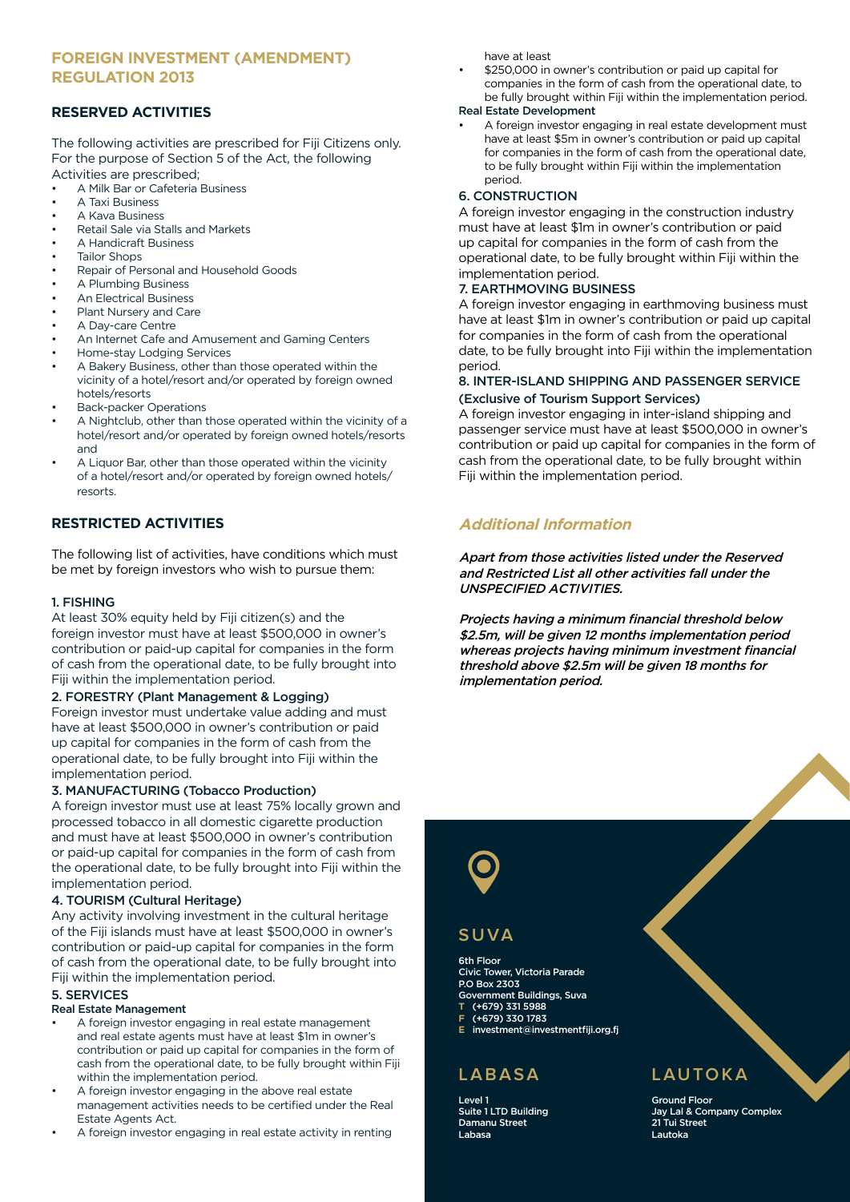## FOREIGN INVESTMENT (AMENDMENT) REGULATION 2013

### RESERVED ACTIVITIES

The following activities are prescribed for Fiji Citizens only. For the purpose of Section 5 of the Act, the following Activities are prescribed;

- A Milk Bar or Cafeteria Business
- A Taxi Business
- A Kava Business
- Retail Sale via Stalls and Markets
- A Handicraft Business
- Tailor Shops
- Repair of Personal and Household Goods
- A Plumbing Business
- An Electrical Business
- Plant Nursery and Care
- A Day-care Centre
- An Internet Cafe and Amusement and Gaming Centers
- Home-stay Lodging Services
- A Bakery Business, other than those operated within the vicinity of a hotel/resort and/or operated by foreign owned hotels/resorts
- Back-packer Operations
- A Nightclub, other than those operated within the vicinity of a hotel/resort and/or operated by foreign owned hotels/resorts and
- A Liquor Bar, other than those operated within the vicinity of a hotel/resort and/or operated by foreign owned hotels/ resorts.

### RESTRICTED ACTIVITIES

The following list of activities, have conditions which must be met by foreign investors who wish to pursue them:

**1. FISHING**

At least 30% equity held by Fiji citizen(s) and the foreign investor must have at least $500,000 in owner's contribution or paid-up capital for companies in the form of cash from the operational date, to be fully brought into Fiji within the implementation period.

**2. FORESTRY (Plant Management & Logging)**

Foreign investor must undertake value adding and must have at least $500,000 in owner's contribution or paid up capital for companies in the form of cash from the operational date, to be fully brought into Fiji within the implementation period.

**3. MANUFACTURING (Tobacco Production)**

A foreign investor must use at least 75% locally grown and processed tobacco in all domestic cigarette production and must have at least $500,000 in owner's contribution or paid-up capital for companies in the form of cash from the operational date, to be fully brought into Fiji within the implementation period.

**4. TOURISM (Cultural Heritage)**

Any activity involving investment in the cultural heritage of the Fiji islands must have at least $500,000 in owner's contribution or paid-up capital for companies in the form of cash from the operational date, to be fully brought into Fiji within the implementation period.

**5. SERVICES**

**Real Estate Management**

- A foreign investor engaging in real estate management and real estate agents must have at least $1m in owner's contribution or paid up capital for companies in the form of cash from the operational date, to be fully brought within Fiji within the implementation period.
- A foreign investor engaging in the above real estate management activities needs to be certified under the Real Estate Agents Act.
- A foreign investor engaging in real estate activity in renting have at least
- $250,000 in owner's contribution or paid up capital for companies in the form of cash from the operational date, to be fully brought within Fiji within the implementation period.

**Real Estate Development**

- A foreign investor engaging in real estate development must have at least $5m in owner's contribution or paid up capital for companies in the form of cash from the operational date, to be fully brought within Fiji within the implementation period.

**6. CONSTRUCTION**

A foreign investor engaging in the construction industry must have at least $1m in owner's contribution or paid up capital for companies in the form of cash from the operational date, to be fully brought within Fiji within the implementation period.

**7. EARTHMOVING BUSINESS**

A foreign investor engaging in earthmoving business must have at least $1m in owner's contribution or paid up capital for companies in the form of cash from the operational date, to be fully brought into Fiji within the implementation period.

**8. INTER-ISLAND SHIPPING AND PASSENGER SERVICE (Exclusive of Tourism Support Services)**

A foreign investor engaging in inter-island shipping and passenger service must have at least $500,000 in owner's contribution or paid up capital for companies in the form of cash from the operational date, to be fully brought within Fiji within the implementation period.

### *Additional Information*

***Apart from those activities listed under the Reserved and Restricted List all other activities fall under the UNSPECIFIED ACTIVITIES.***

***Projects having a minimum financial threshold below $2.5m, will be given 12 months implementation period whereas projects having minimum investment financial threshold above $2.5m will be given 18 months for implementation period.***

## SUVA

6th Floor
Civic Tower, Victoria Parade
P.O Box 2303
Government Buildings, Suva
T (+679) 331 5988
F (+679) 330 1783
E investment@investmentfiji.org.fj

## LABASA

Level 1
Suite 1 LTD Building
Damanu Street
Labasa

## LAUTOKA

Ground Floor
Jay Lal & Company Complex
21 Tui Street
Lautoka